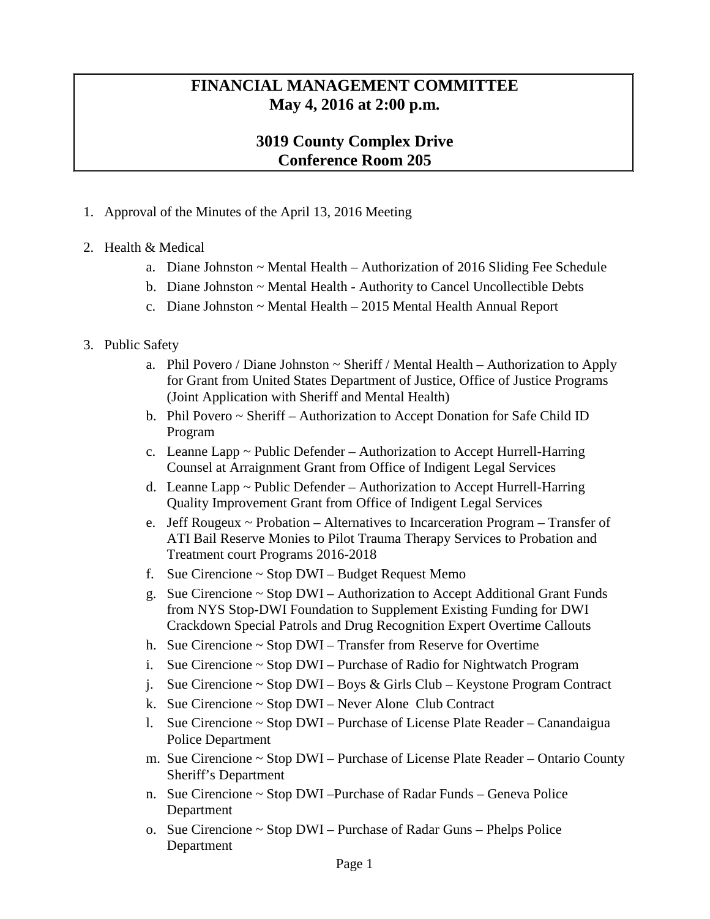# FINANCIAL MANAGEMENT COMMITTEE
## May 4, 2016 at 2:00 p.m.

## 3019 County Complex Drive
## Conference Room 205

1. Approval of the Minutes of the April 13, 2016 Meeting

2. Health & Medical
   a. Diane Johnston ~ Mental Health – Authorization of 2016 Sliding Fee Schedule
   b. Diane Johnston ~ Mental Health - Authority to Cancel Uncollectible Debts
   c. Diane Johnston ~ Mental Health – 2015 Mental Health Annual Report

3. Public Safety
   a. Phil Povero / Diane Johnston ~ Sheriff / Mental Health – Authorization to Apply for Grant from United States Department of Justice, Office of Justice Programs (Joint Application with Sheriff and Mental Health)
   b. Phil Povero ~ Sheriff – Authorization to Accept Donation for Safe Child ID Program
   c. Leanne Lapp ~ Public Defender – Authorization to Accept Hurrell-Harring Counsel at Arraignment Grant from Office of Indigent Legal Services
   d. Leanne Lapp ~ Public Defender – Authorization to Accept Hurrell-Harring Quality Improvement Grant from Office of Indigent Legal Services
   e. Jeff Rougeux ~ Probation – Alternatives to Incarceration Program – Transfer of ATI Bail Reserve Monies to Pilot Trauma Therapy Services to Probation and Treatment court Programs 2016-2018
   f. Sue Cirencione ~ Stop DWI – Budget Request Memo
   g. Sue Cirencione ~ Stop DWI – Authorization to Accept Additional Grant Funds from NYS Stop-DWI Foundation to Supplement Existing Funding for DWI Crackdown Special Patrols and Drug Recognition Expert Overtime Callouts
   h. Sue Cirencione ~ Stop DWI – Transfer from Reserve for Overtime
   i. Sue Cirencione ~ Stop DWI – Purchase of Radio for Nightwatch Program
   j. Sue Cirencione ~ Stop DWI – Boys & Girls Club – Keystone Program Contract
   k. Sue Cirencione ~ Stop DWI – Never Alone Club Contract
   l. Sue Cirencione ~ Stop DWI – Purchase of License Plate Reader – Canandaigua Police Department
   m. Sue Cirencione ~ Stop DWI – Purchase of License Plate Reader – Ontario County Sheriff's Department
   n. Sue Cirencione ~ Stop DWI –Purchase of Radar Funds – Geneva Police Department
   o. Sue Cirencione ~ Stop DWI – Purchase of Radar Guns – Phelps Police Department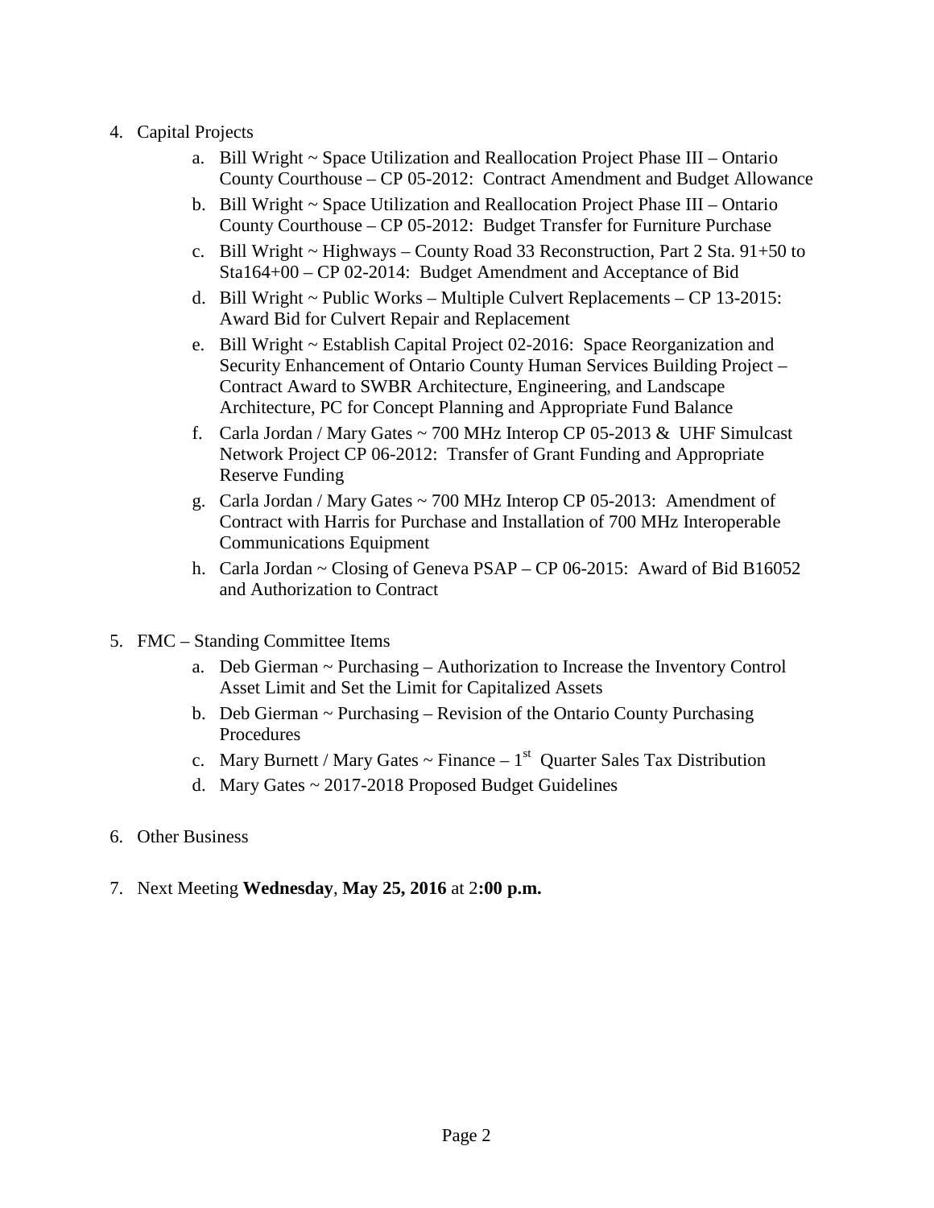4. Capital Projects
    a. Bill Wright ~ Space Utilization and Reallocation Project Phase III – Ontario County Courthouse – CP 05-2012: Contract Amendment and Budget Allowance
    b. Bill Wright ~ Space Utilization and Reallocation Project Phase III – Ontario County Courthouse – CP 05-2012: Budget Transfer for Furniture Purchase
    c. Bill Wright ~ Highways – County Road 33 Reconstruction, Part 2 Sta. 91+50 to Sta164+00 – CP 02-2014: Budget Amendment and Acceptance of Bid
    d. Bill Wright ~ Public Works – Multiple Culvert Replacements – CP 13-2015: Award Bid for Culvert Repair and Replacement
    e. Bill Wright ~ Establish Capital Project 02-2016: Space Reorganization and Security Enhancement of Ontario County Human Services Building Project – Contract Award to SWBR Architecture, Engineering, and Landscape Architecture, PC for Concept Planning and Appropriate Fund Balance
    f. Carla Jordan / Mary Gates ~ 700 MHz Interop CP 05-2013 & UHF Simulcast Network Project CP 06-2012: Transfer of Grant Funding and Appropriate Reserve Funding
    g. Carla Jordan / Mary Gates ~ 700 MHz Interop CP 05-2013: Amendment of Contract with Harris for Purchase and Installation of 700 MHz Interoperable Communications Equipment
    h. Carla Jordan ~ Closing of Geneva PSAP – CP 06-2015: Award of Bid B16052 and Authorization to Contract

5. FMC – Standing Committee Items
    a. Deb Gierman ~ Purchasing – Authorization to Increase the Inventory Control Asset Limit and Set the Limit for Capitalized Assets
    b. Deb Gierman ~ Purchasing – Revision of the Ontario County Purchasing Procedures
    c. Mary Burnett / Mary Gates ~ Finance – 1st Quarter Sales Tax Distribution
    d. Mary Gates ~ 2017-2018 Proposed Budget Guidelines

6. Other Business

7. Next Meeting **Wednesday**, **May 25, 2016** at 2**:00 p.m.**